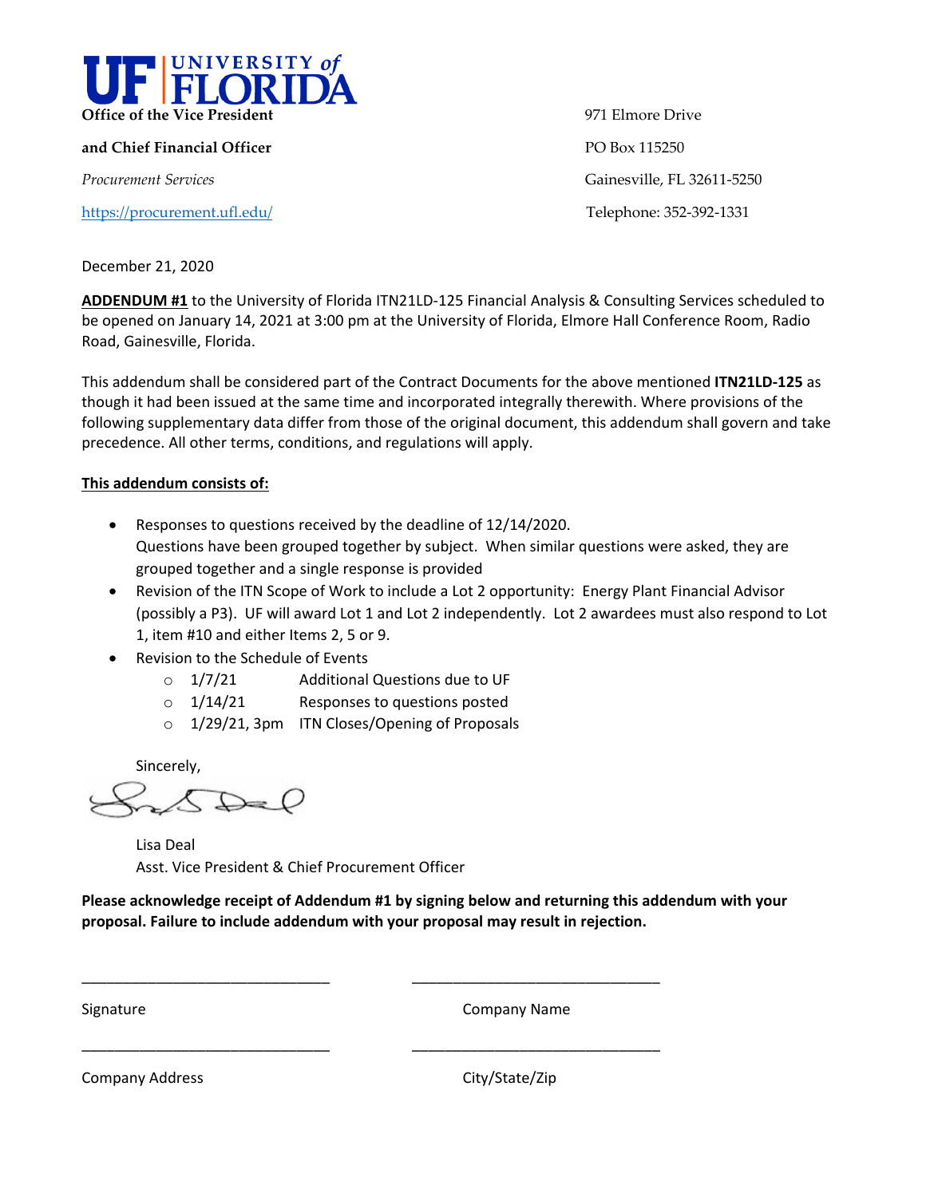**UF | UNIVERSITY of FLORIDA**

**Office of the Vice President**

**and Chief Financial Officer**

*Procurement Services*

https://procurement.ufl.edu/

971 Elmore Drive

PO Box 115250

Gainesville, FL 32611-5250

Telephone: 352-392-1331

December 21, 2020

**ADDENDUM #1** to the University of Florida ITN21LD-125 Financial Analysis & Consulting Services scheduled to be opened on January 14, 2021 at 3:00 pm at the University of Florida, Elmore Hall Conference Room, Radio Road, Gainesville, Florida.

This addendum shall be considered part of the Contract Documents for the above mentioned **ITN21LD-125** as though it had been issued at the same time and incorporated integrally therewith. Where provisions of the following supplementary data differ from those of the original document, this addendum shall govern and take precedence. All other terms, conditions, and regulations will apply.

**This addendum consists of:**

- Responses to questions received by the deadline of 12/14/2020.
  Questions have been grouped together by subject. When similar questions were asked, they are grouped together and a single response is provided
- Revision of the ITN Scope of Work to include a Lot 2 opportunity: Energy Plant Financial Advisor (possibly a P3). UF will award Lot 1 and Lot 2 independently. Lot 2 awardees must also respond to Lot 1, item #10 and either Items 2, 5 or 9.
- Revision to the Schedule of Events
  - 1/7/21 Additional Questions due to UF
  - 1/14/21 Responses to questions posted
  - 1/29/21, 3pm ITN Closes/Opening of Proposals

Sincerely,

Lisa Deal
Asst. Vice President & Chief Procurement Officer

**Please acknowledge receipt of Addendum #1 by signing below and returning this addendum with your proposal. Failure to include addendum with your proposal may result in rejection.**

\_\_\_\_\_\_\_\_\_\_\_\_\_\_\_\_\_\_\_\_\_\_\_\_\_\_\_\_\_\_ \_\_\_\_\_\_\_\_\_\_\_\_\_\_\_\_\_\_\_\_\_\_\_\_\_\_\_\_\_\_

Signature Company Name

\_\_\_\_\_\_\_\_\_\_\_\_\_\_\_\_\_\_\_\_\_\_\_\_\_\_\_\_\_\_ \_\_\_\_\_\_\_\_\_\_\_\_\_\_\_\_\_\_\_\_\_\_\_\_\_\_\_\_\_\_

Company Address City/State/Zip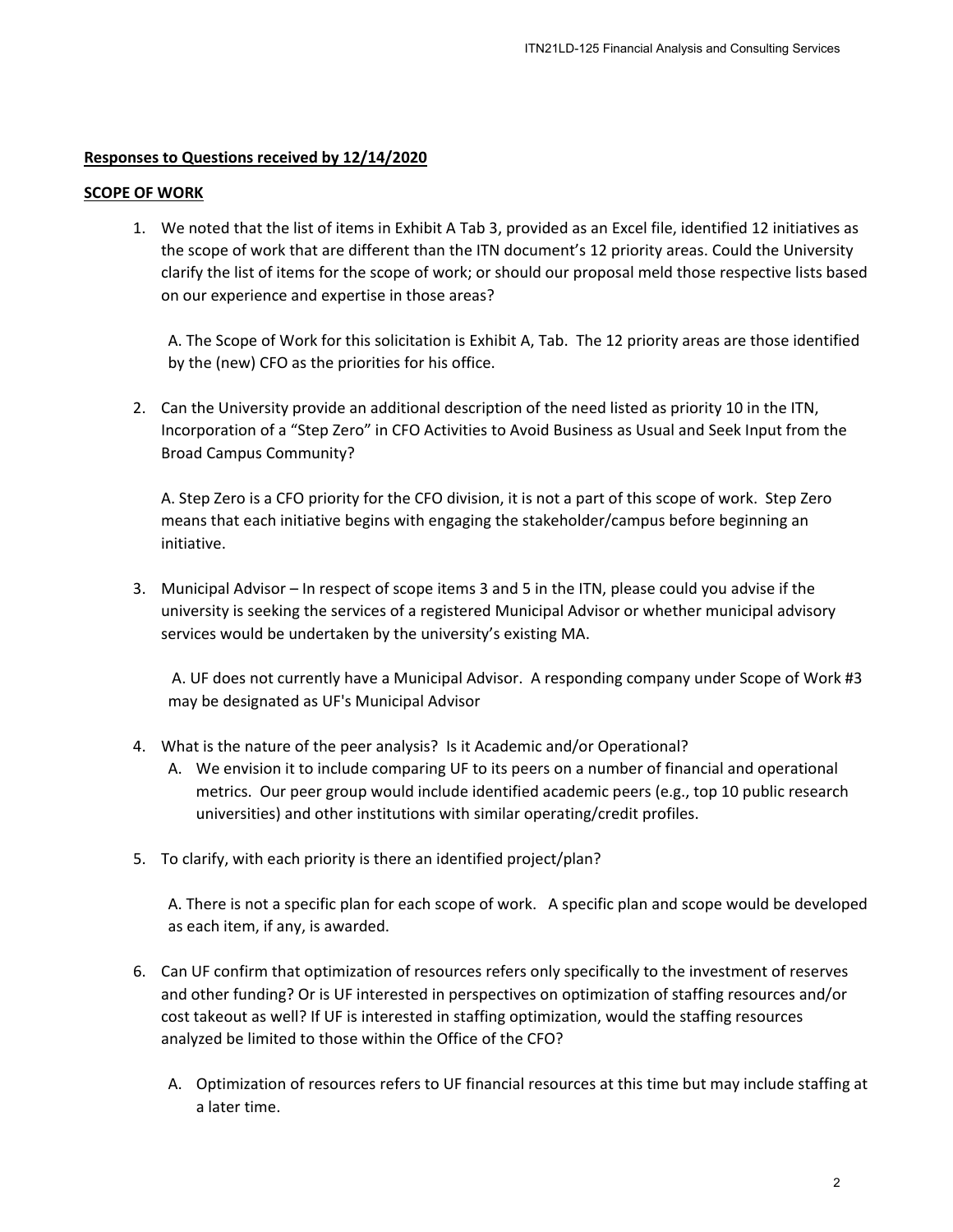**Responses to Questions received by 12/14/2020**

**SCOPE OF WORK**

1. We noted that the list of items in Exhibit A Tab 3, provided as an Excel file, identified 12 initiatives as the scope of work that are different than the ITN document's 12 priority areas. Could the University clarify the list of items for the scope of work; or should our proposal meld those respective lists based on our experience and expertise in those areas?

   A. The Scope of Work for this solicitation is Exhibit A, Tab. The 12 priority areas are those identified by the (new) CFO as the priorities for his office.

2. Can the University provide an additional description of the need listed as priority 10 in the ITN, Incorporation of a "Step Zero" in CFO Activities to Avoid Business as Usual and Seek Input from the Broad Campus Community?

   A. Step Zero is a CFO priority for the CFO division, it is not a part of this scope of work. Step Zero means that each initiative begins with engaging the stakeholder/campus before beginning an initiative.

3. Municipal Advisor – In respect of scope items 3 and 5 in the ITN, please could you advise if the university is seeking the services of a registered Municipal Advisor or whether municipal advisory services would be undertaken by the university's existing MA.

   A. UF does not currently have a Municipal Advisor. A responding company under Scope of Work #3 may be designated as UF's Municipal Advisor

4. What is the nature of the peer analysis? Is it Academic and/or Operational?
   A. We envision it to include comparing UF to its peers on a number of financial and operational metrics. Our peer group would include identified academic peers (e.g., top 10 public research universities) and other institutions with similar operating/credit profiles.

5. To clarify, with each priority is there an identified project/plan?

   A. There is not a specific plan for each scope of work. A specific plan and scope would be developed as each item, if any, is awarded.

6. Can UF confirm that optimization of resources refers only specifically to the investment of reserves and other funding? Or is UF interested in perspectives on optimization of staffing resources and/or cost takeout as well? If UF is interested in staffing optimization, would the staffing resources analyzed be limited to those within the Office of the CFO?

   A. Optimization of resources refers to UF financial resources at this time but may include staffing at a later time.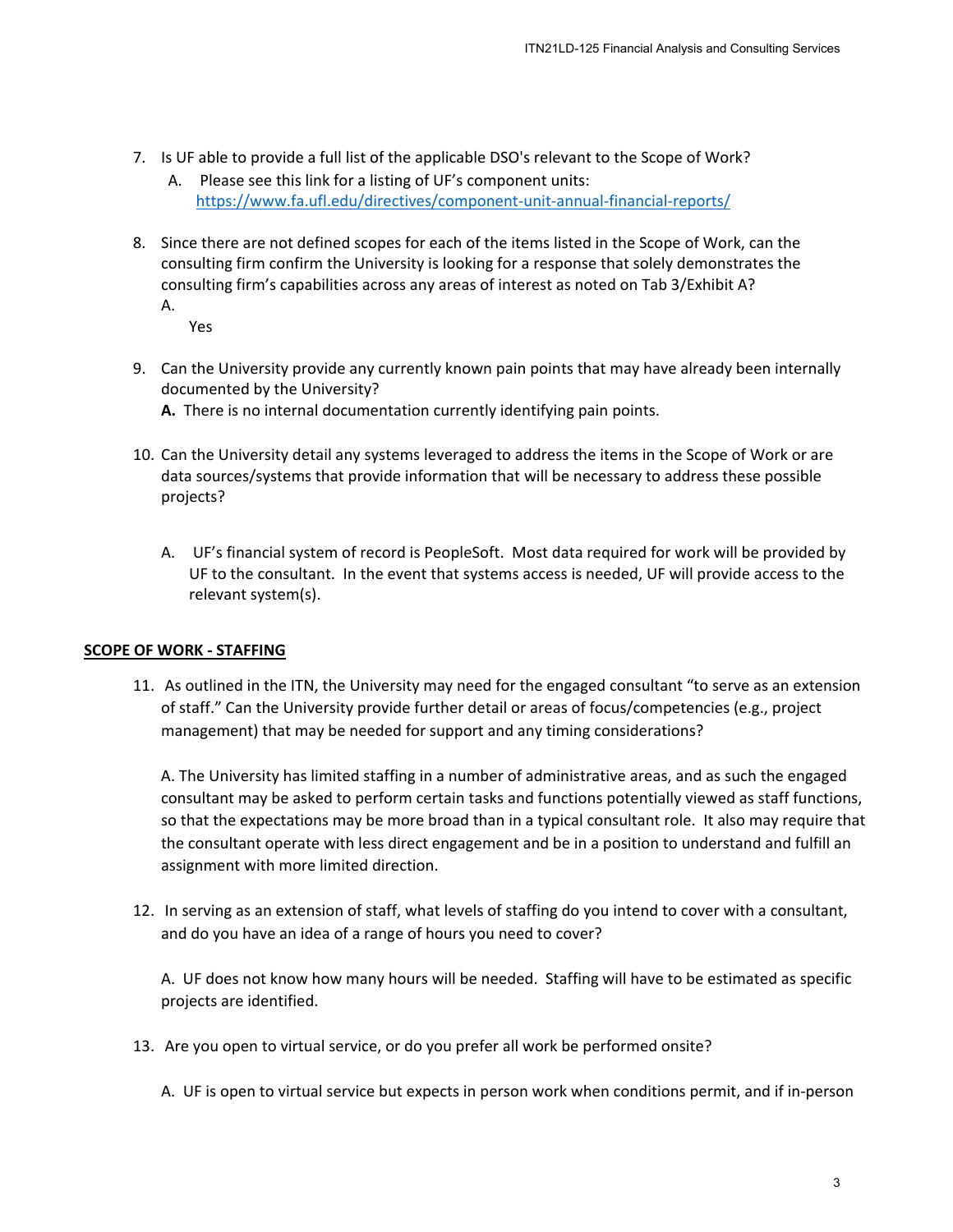7. Is UF able to provide a full list of the applicable DSO's relevant to the Scope of Work?

   A. Please see this link for a listing of UF's component units: https://www.fa.ufl.edu/directives/component-unit-annual-financial-reports/

8. Since there are not defined scopes for each of the items listed in the Scope of Work, can the consulting firm confirm the University is looking for a response that solely demonstrates the consulting firm's capabilities across any areas of interest as noted on Tab 3/Exhibit A?

   A.
   Yes

9. Can the University provide any currently known pain points that may have already been internally documented by the University?

   **A.** There is no internal documentation currently identifying pain points.

10. Can the University detail any systems leveraged to address the items in the Scope of Work or are data sources/systems that provide information that will be necessary to address these possible projects?

    A. UF's financial system of record is PeopleSoft. Most data required for work will be provided by UF to the consultant. In the event that systems access is needed, UF will provide access to the relevant system(s).

**SCOPE OF WORK - STAFFING**

11. As outlined in the ITN, the University may need for the engaged consultant "to serve as an extension of staff." Can the University provide further detail or areas of focus/competencies (e.g., project management) that may be needed for support and any timing considerations?

    A. The University has limited staffing in a number of administrative areas, and as such the engaged consultant may be asked to perform certain tasks and functions potentially viewed as staff functions, so that the expectations may be more broad than in a typical consultant role. It also may require that the consultant operate with less direct engagement and be in a position to understand and fulfill an assignment with more limited direction.

12. In serving as an extension of staff, what levels of staffing do you intend to cover with a consultant, and do you have an idea of a range of hours you need to cover?

    A. UF does not know how many hours will be needed. Staffing will have to be estimated as specific projects are identified.

13. Are you open to virtual service, or do you prefer all work be performed onsite?

    A. UF is open to virtual service but expects in person work when conditions permit, and if in-person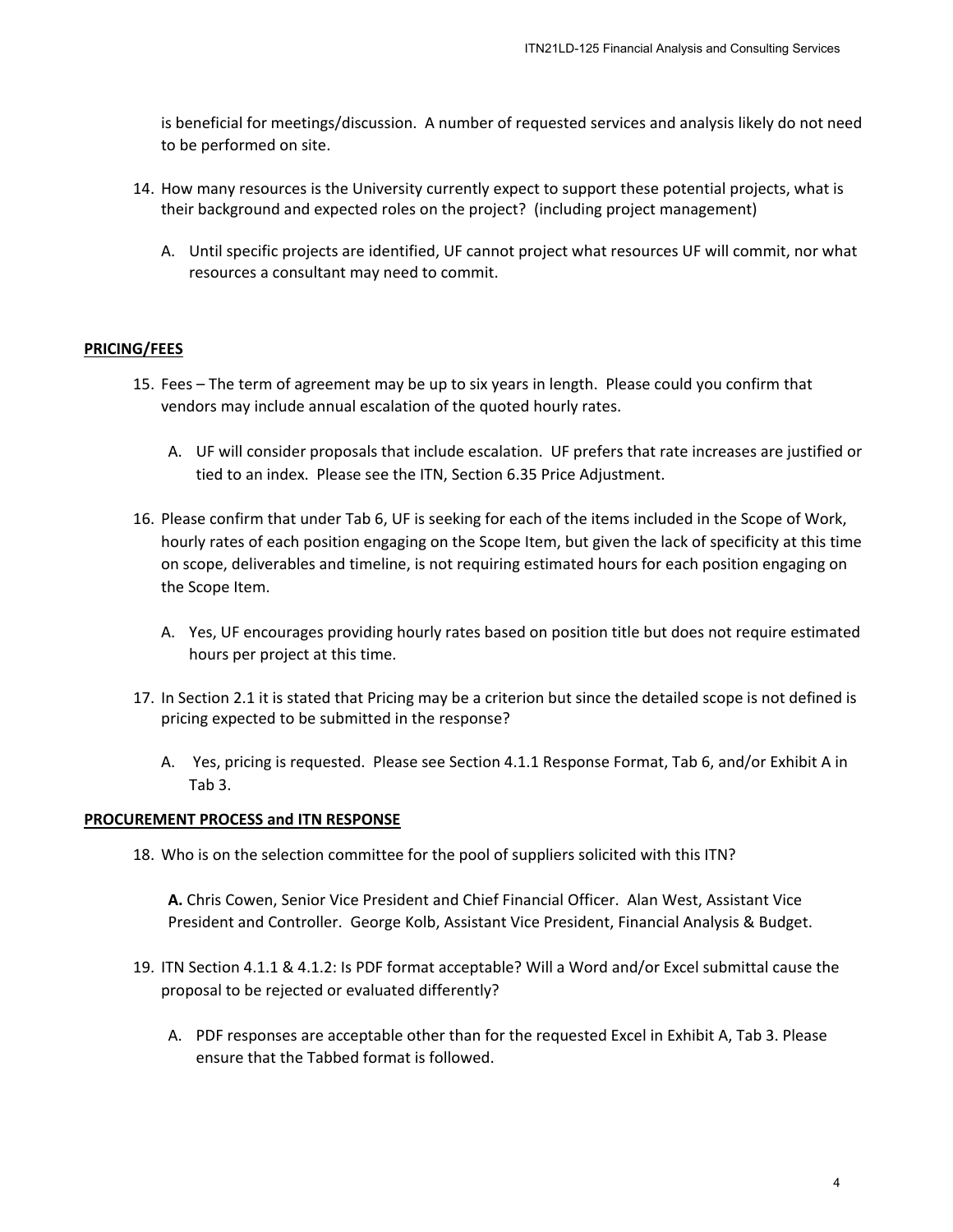is beneficial for meetings/discussion. A number of requested services and analysis likely do not need to be performed on site.

14. How many resources is the University currently expect to support these potential projects, what is their background and expected roles on the project? (including project management)

    A. Until specific projects are identified, UF cannot project what resources UF will commit, nor what resources a consultant may need to commit.

**PRICING/FEES**

15. Fees – The term of agreement may be up to six years in length. Please could you confirm that vendors may include annual escalation of the quoted hourly rates.

    A. UF will consider proposals that include escalation. UF prefers that rate increases are justified or tied to an index. Please see the ITN, Section 6.35 Price Adjustment.

16. Please confirm that under Tab 6, UF is seeking for each of the items included in the Scope of Work, hourly rates of each position engaging on the Scope Item, but given the lack of specificity at this time on scope, deliverables and timeline, is not requiring estimated hours for each position engaging on the Scope Item.

    A. Yes, UF encourages providing hourly rates based on position title but does not require estimated hours per project at this time.

17. In Section 2.1 it is stated that Pricing may be a criterion but since the detailed scope is not defined is pricing expected to be submitted in the response?

    A. Yes, pricing is requested. Please see Section 4.1.1 Response Format, Tab 6, and/or Exhibit A in Tab 3.

**PROCUREMENT PROCESS and ITN RESPONSE**

18. Who is on the selection committee for the pool of suppliers solicited with this ITN?

    **A.** Chris Cowen, Senior Vice President and Chief Financial Officer. Alan West, Assistant Vice President and Controller. George Kolb, Assistant Vice President, Financial Analysis & Budget.

19. ITN Section 4.1.1 & 4.1.2: Is PDF format acceptable? Will a Word and/or Excel submittal cause the proposal to be rejected or evaluated differently?

    A. PDF responses are acceptable other than for the requested Excel in Exhibit A, Tab 3. Please ensure that the Tabbed format is followed.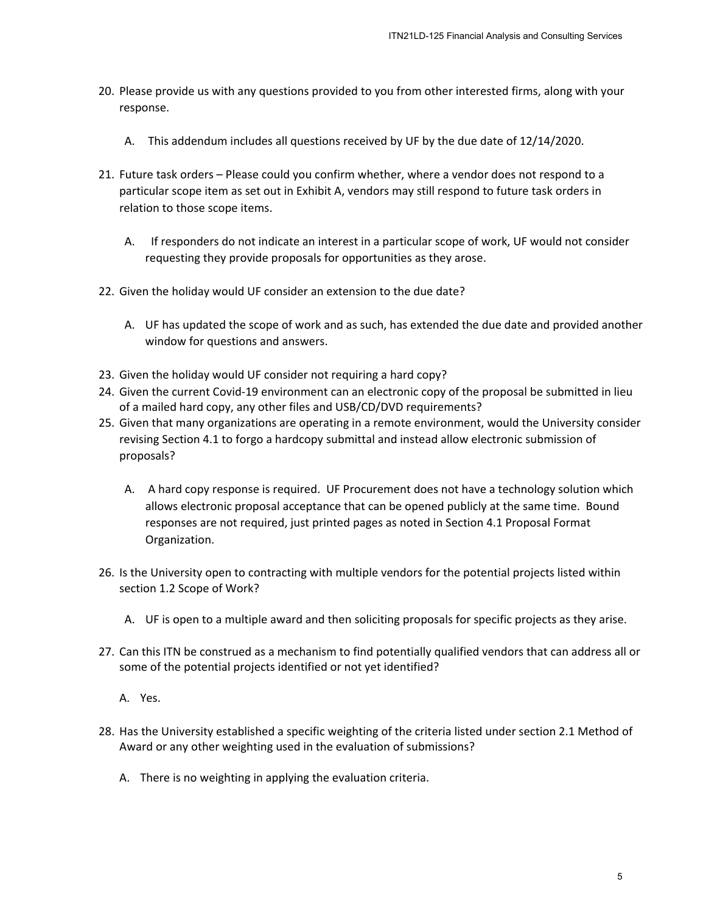20. Please provide us with any questions provided to you from other interested firms, along with your response.

    A. This addendum includes all questions received by UF by the due date of 12/14/2020.

21. Future task orders – Please could you confirm whether, where a vendor does not respond to a particular scope item as set out in Exhibit A, vendors may still respond to future task orders in relation to those scope items.

    A. If responders do not indicate an interest in a particular scope of work, UF would not consider requesting they provide proposals for opportunities as they arose.

22. Given the holiday would UF consider an extension to the due date?

    A. UF has updated the scope of work and as such, has extended the due date and provided another window for questions and answers.

23. Given the holiday would UF consider not requiring a hard copy?
24. Given the current Covid-19 environment can an electronic copy of the proposal be submitted in lieu of a mailed hard copy, any other files and USB/CD/DVD requirements?
25. Given that many organizations are operating in a remote environment, would the University consider revising Section 4.1 to forgo a hardcopy submittal and instead allow electronic submission of proposals?

    A. A hard copy response is required. UF Procurement does not have a technology solution which allows electronic proposal acceptance that can be opened publicly at the same time. Bound responses are not required, just printed pages as noted in Section 4.1 Proposal Format Organization.

26. Is the University open to contracting with multiple vendors for the potential projects listed within section 1.2 Scope of Work?

    A. UF is open to a multiple award and then soliciting proposals for specific projects as they arise.

27. Can this ITN be construed as a mechanism to find potentially qualified vendors that can address all or some of the potential projects identified or not yet identified?

    A. Yes.

28. Has the University established a specific weighting of the criteria listed under section 2.1 Method of Award or any other weighting used in the evaluation of submissions?

    A. There is no weighting in applying the evaluation criteria.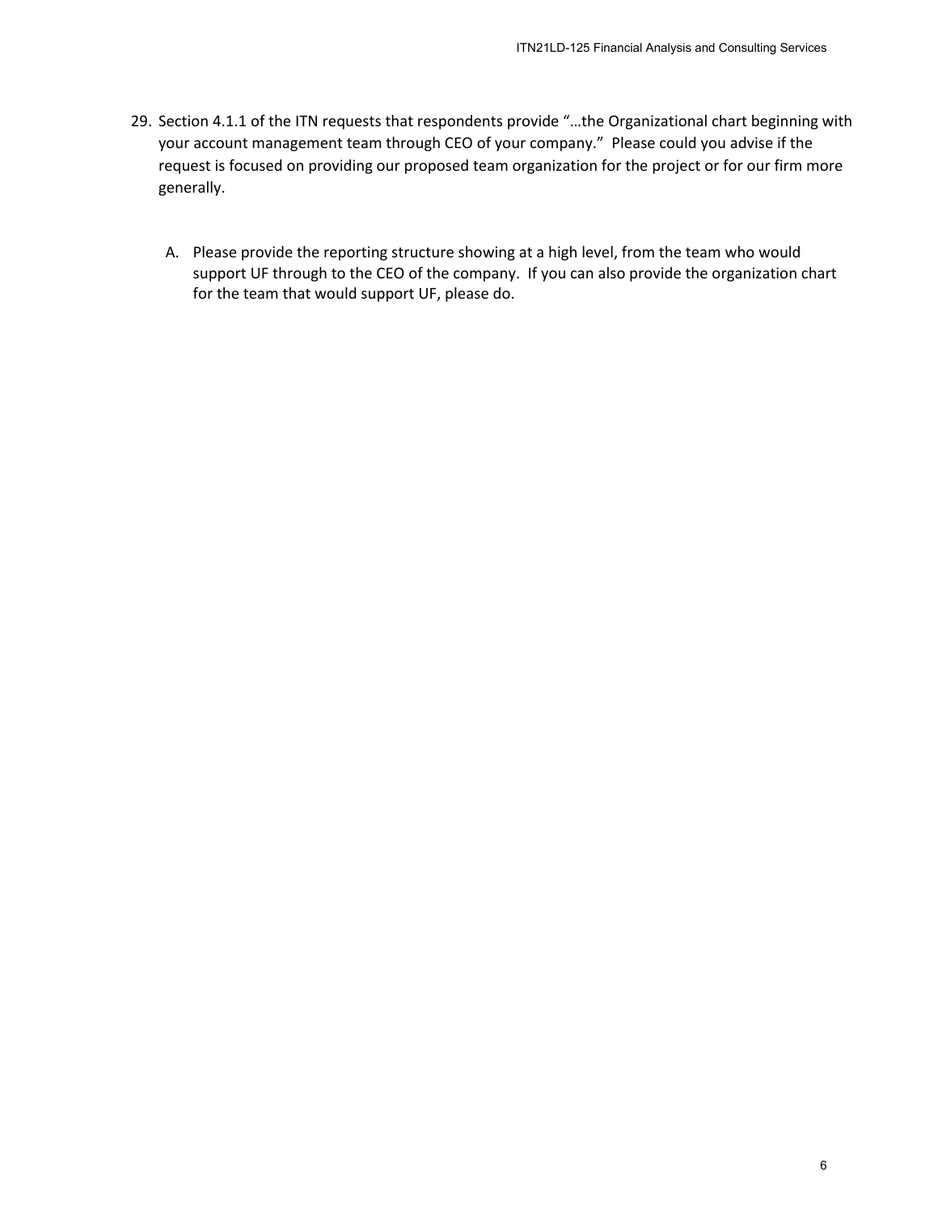29. Section 4.1.1 of the ITN requests that respondents provide "…the Organizational chart beginning with your account management team through CEO of your company." Please could you advise if the request is focused on providing our proposed team organization for the project or for our firm more generally.

    A. Please provide the reporting structure showing at a high level, from the team who would support UF through to the CEO of the company. If you can also provide the organization chart for the team that would support UF, please do.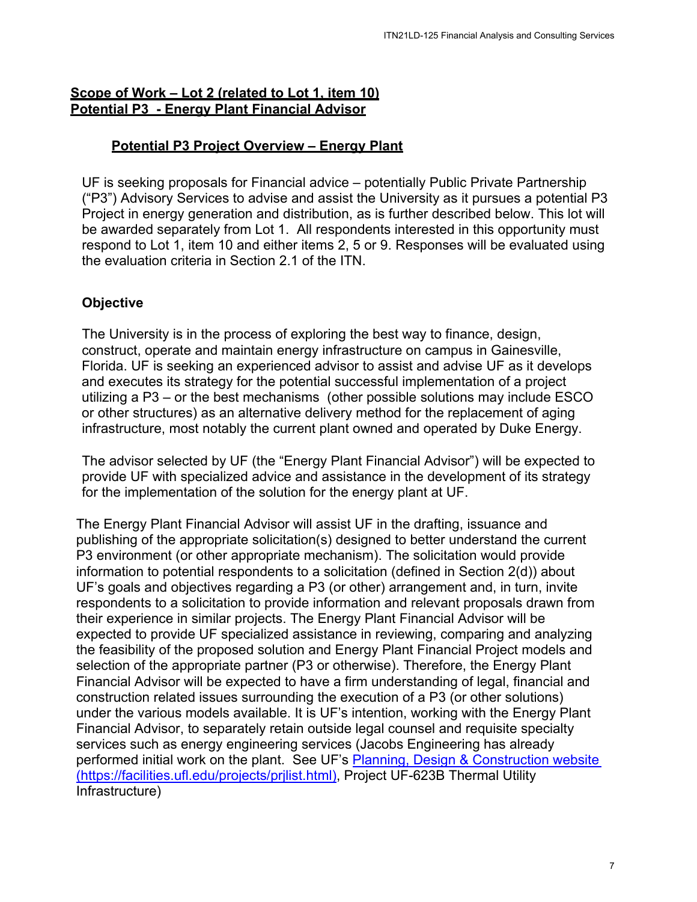## Scope of Work – Lot 2 (related to Lot 1, item 10)
## Potential P3 - Energy Plant Financial Advisor

### Potential P3 Project Overview – Energy Plant

UF is seeking proposals for Financial advice – potentially Public Private Partnership ("P3") Advisory Services to advise and assist the University as it pursues a potential P3 Project in energy generation and distribution, as is further described below. This lot will be awarded separately from Lot 1. All respondents interested in this opportunity must respond to Lot 1, item 10 and either items 2, 5 or 9. Responses will be evaluated using the evaluation criteria in Section 2.1 of the ITN.

**Objective**

The University is in the process of exploring the best way to finance, design, construct, operate and maintain energy infrastructure on campus in Gainesville, Florida. UF is seeking an experienced advisor to assist and advise UF as it develops and executes its strategy for the potential successful implementation of a project utilizing a P3 – or the best mechanisms (other possible solutions may include ESCO or other structures) as an alternative delivery method for the replacement of aging infrastructure, most notably the current plant owned and operated by Duke Energy.

The advisor selected by UF (the "Energy Plant Financial Advisor") will be expected to provide UF with specialized advice and assistance in the development of its strategy for the implementation of the solution for the energy plant at UF.

The Energy Plant Financial Advisor will assist UF in the drafting, issuance and publishing of the appropriate solicitation(s) designed to better understand the current P3 environment (or other appropriate mechanism). The solicitation would provide information to potential respondents to a solicitation (defined in Section 2(d)) about UF's goals and objectives regarding a P3 (or other) arrangement and, in turn, invite respondents to a solicitation to provide information and relevant proposals drawn from their experience in similar projects. The Energy Plant Financial Advisor will be expected to provide UF specialized assistance in reviewing, comparing and analyzing the feasibility of the proposed solution and Energy Plant Financial Project models and selection of the appropriate partner (P3 or otherwise). Therefore, the Energy Plant Financial Advisor will be expected to have a firm understanding of legal, financial and construction related issues surrounding the execution of a P3 (or other solutions) under the various models available. It is UF's intention, working with the Energy Plant Financial Advisor, to separately retain outside legal counsel and requisite specialty services such as energy engineering services (Jacobs Engineering has already performed initial work on the plant. See UF's [Planning, Design & Construction website (https://facilities.ufl.edu/projects/prjlist.html)](https://facilities.ufl.edu/projects/prjlist.html), Project UF-623B Thermal Utility Infrastructure)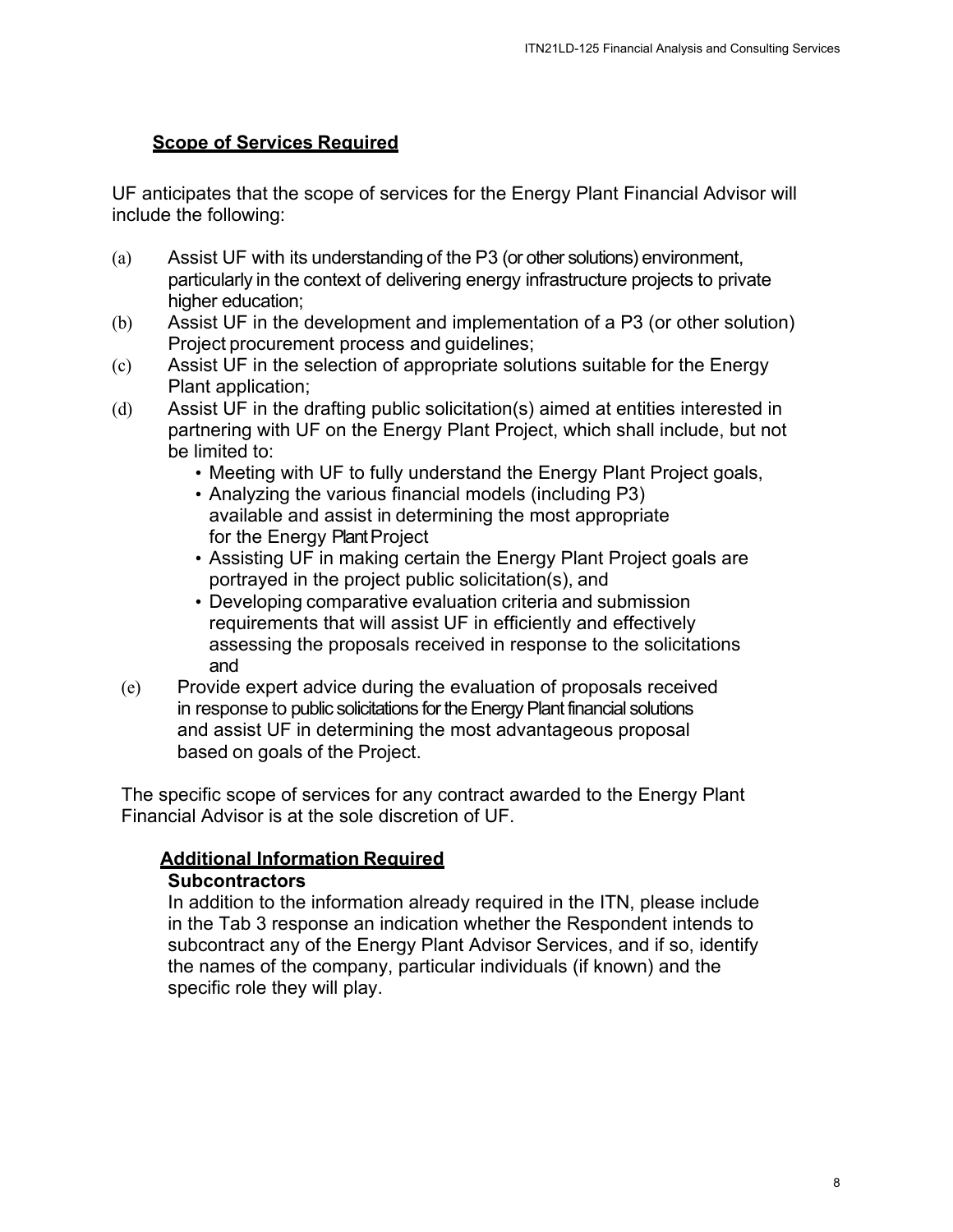## Scope of Services Required

UF anticipates that the scope of services for the Energy Plant Financial Advisor will include the following:

(a) Assist UF with its understanding of the P3 (or other solutions) environment, particularly in the context of delivering energy infrastructure projects to private higher education;

(b) Assist UF in the development and implementation of a P3 (or other solution) Project procurement process and guidelines;

(c) Assist UF in the selection of appropriate solutions suitable for the Energy Plant application;

(d) Assist UF in the drafting public solicitation(s) aimed at entities interested in partnering with UF on the Energy Plant Project, which shall include, but not be limited to:

- Meeting with UF to fully understand the Energy Plant Project goals,
- Analyzing the various financial models (including P3) available and assist in determining the most appropriate for the Energy Plant Project
- Assisting UF in making certain the Energy Plant Project goals are portrayed in the project public solicitation(s), and
- Developing comparative evaluation criteria and submission requirements that will assist UF in efficiently and effectively assessing the proposals received in response to the solicitations and

(e) Provide expert advice during the evaluation of proposals received in response to public solicitations for the Energy Plant financial solutions and assist UF in determining the most advantageous proposal based on goals of the Project.

The specific scope of services for any contract awarded to the Energy Plant Financial Advisor is at the sole discretion of UF.

## Additional Information Required

**Subcontractors**

In addition to the information already required in the ITN, please include in the Tab 3 response an indication whether the Respondent intends to subcontract any of the Energy Plant Advisor Services, and if so, identify the names of the company, particular individuals (if known) and the specific role they will play.